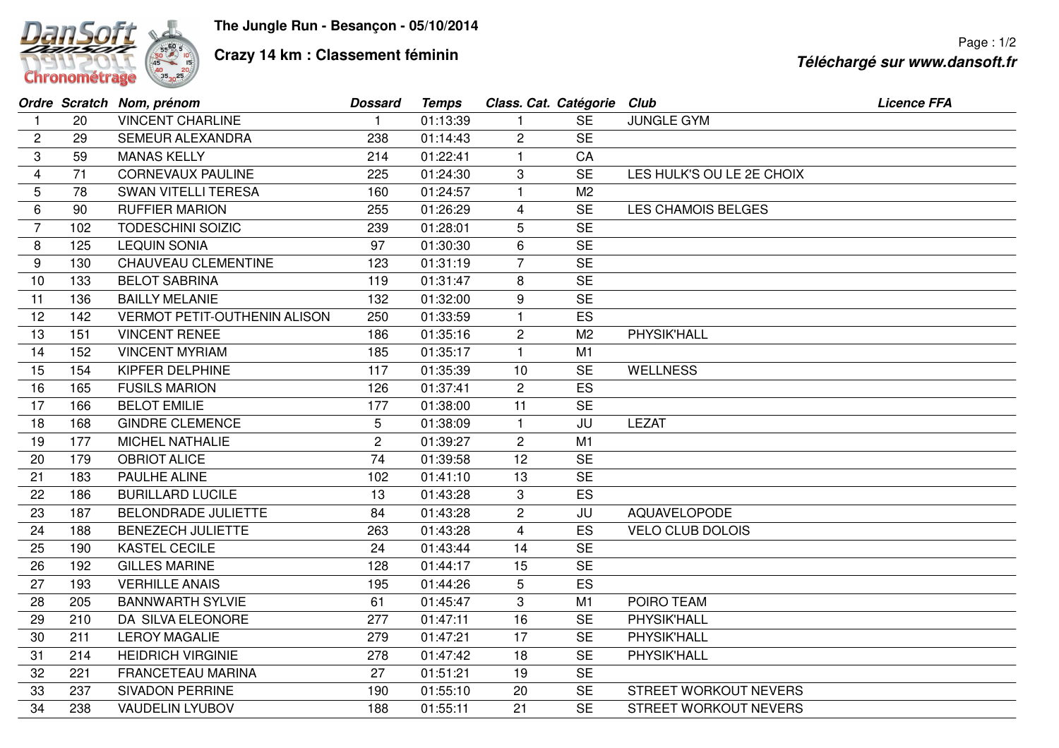# The Jungle Run - Besançon - 05/10/2014

## Crazy 14 km : Classement féminin

*Téléchargé sur www.dansoft.fr*

| Ordre | Scratch | Nom, prénom | Dossard | Temps | Class. Cat. | Catégorie | Club | Licence FFA |
|---|---|---|---|---|---|---|---|---|
| 1 | 20 | VINCENT CHARLINE | 1 | 01:13:39 | 1 | SE | JUNGLE GYM | |
| 2 | 29 | SEMEUR ALEXANDRA | 238 | 01:14:43 | 2 | SE | | |
| 3 | 59 | MANAS KELLY | 214 | 01:22:41 | 1 | CA | | |
| 4 | 71 | CORNEVAUX PAULINE | 225 | 01:24:30 | 3 | SE | LES HULK'S OU LE 2E CHOIX | |
| 5 | 78 | SWAN VITELLI TERESA | 160 | 01:24:57 | 1 | M2 | | |
| 6 | 90 | RUFFIER MARION | 255 | 01:26:29 | 4 | SE | LES CHAMOIS BELGES | |
| 7 | 102 | TODESCHINI SOIZIC | 239 | 01:28:01 | 5 | SE | | |
| 8 | 125 | LEQUIN SONIA | 97 | 01:30:30 | 6 | SE | | |
| 9 | 130 | CHAUVEAU CLEMENTINE | 123 | 01:31:19 | 7 | SE | | |
| 10 | 133 | BELOT SABRINA | 119 | 01:31:47 | 8 | SE | | |
| 11 | 136 | BAILLY MELANIE | 132 | 01:32:00 | 9 | SE | | |
| 12 | 142 | VERMOT PETIT-OUTHENIN ALISON | 250 | 01:33:59 | 1 | ES | | |
| 13 | 151 | VINCENT RENEE | 186 | 01:35:16 | 2 | M2 | PHYSIK'HALL | |
| 14 | 152 | VINCENT MYRIAM | 185 | 01:35:17 | 1 | M1 | | |
| 15 | 154 | KIPFER DELPHINE | 117 | 01:35:39 | 10 | SE | WELLNESS | |
| 16 | 165 | FUSILS MARION | 126 | 01:37:41 | 2 | ES | | |
| 17 | 166 | BELOT EMILIE | 177 | 01:38:00 | 11 | SE | | |
| 18 | 168 | GINDRE CLEMENCE | 5 | 01:38:09 | 1 | JU | LEZAT | |
| 19 | 177 | MICHEL NATHALIE | 2 | 01:39:27 | 2 | M1 | | |
| 20 | 179 | OBRIOT ALICE | 74 | 01:39:58 | 12 | SE | | |
| 21 | 183 | PAULHE ALINE | 102 | 01:41:10 | 13 | SE | | |
| 22 | 186 | BURILLARD LUCILE | 13 | 01:43:28 | 3 | ES | | |
| 23 | 187 | BELONDRADE JULIETTE | 84 | 01:43:28 | 2 | JU | AQUAVELOPODE | |
| 24 | 188 | BENEZECH JULIETTE | 263 | 01:43:28 | 4 | ES | VELO CLUB DOLOIS | |
| 25 | 190 | KASTEL CECILE | 24 | 01:43:44 | 14 | SE | | |
| 26 | 192 | GILLES MARINE | 128 | 01:44:17 | 15 | SE | | |
| 27 | 193 | VERHILLE ANAIS | 195 | 01:44:26 | 5 | ES | | |
| 28 | 205 | BANNWARTH SYLVIE | 61 | 01:45:47 | 3 | M1 | POIRO TEAM | |
| 29 | 210 | DA SILVA ELEONORE | 277 | 01:47:11 | 16 | SE | PHYSIK'HALL | |
| 30 | 211 | LEROY MAGALIE | 279 | 01:47:21 | 17 | SE | PHYSIK'HALL | |
| 31 | 214 | HEIDRICH VIRGINIE | 278 | 01:47:42 | 18 | SE | PHYSIK'HALL | |
| 32 | 221 | FRANCETEAU MARINA | 27 | 01:51:21 | 19 | SE | | |
| 33 | 237 | SIVADON PERRINE | 190 | 01:55:10 | 20 | SE | STREET WORKOUT NEVERS | |
| 34 | 238 | VAUDELIN LYUBOV | 188 | 01:55:11 | 21 | SE | STREET WORKOUT NEVERS | |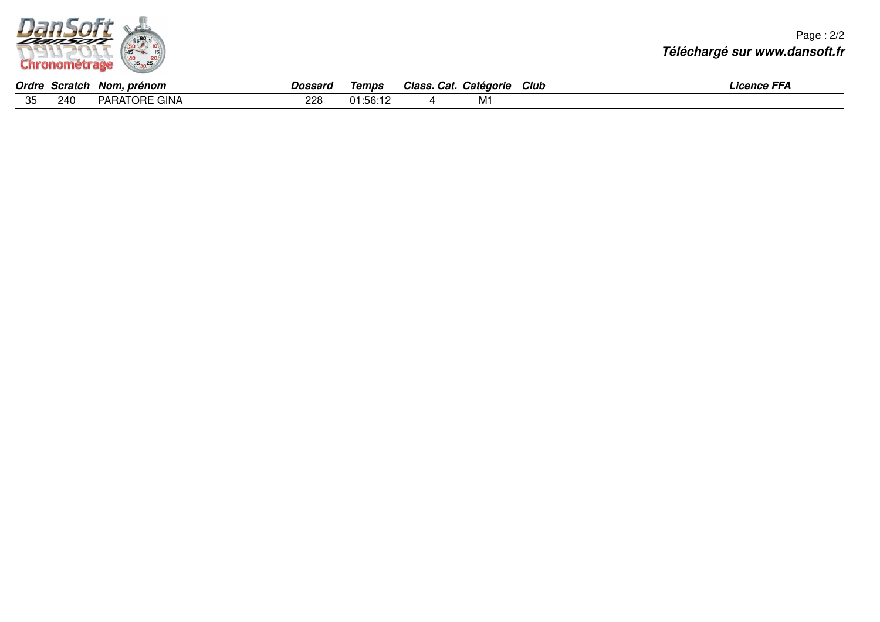| Ordre | Scratch | Nom, prénom | Dossard | Temps | Class. Cat. | Catégorie | Club | Licence FFA |
|---|---|---|---|---|---|---|---|---|
| 35 | 240 | PARATORE GINA | 228 | 01:56:12 | 4 | M1 | | |